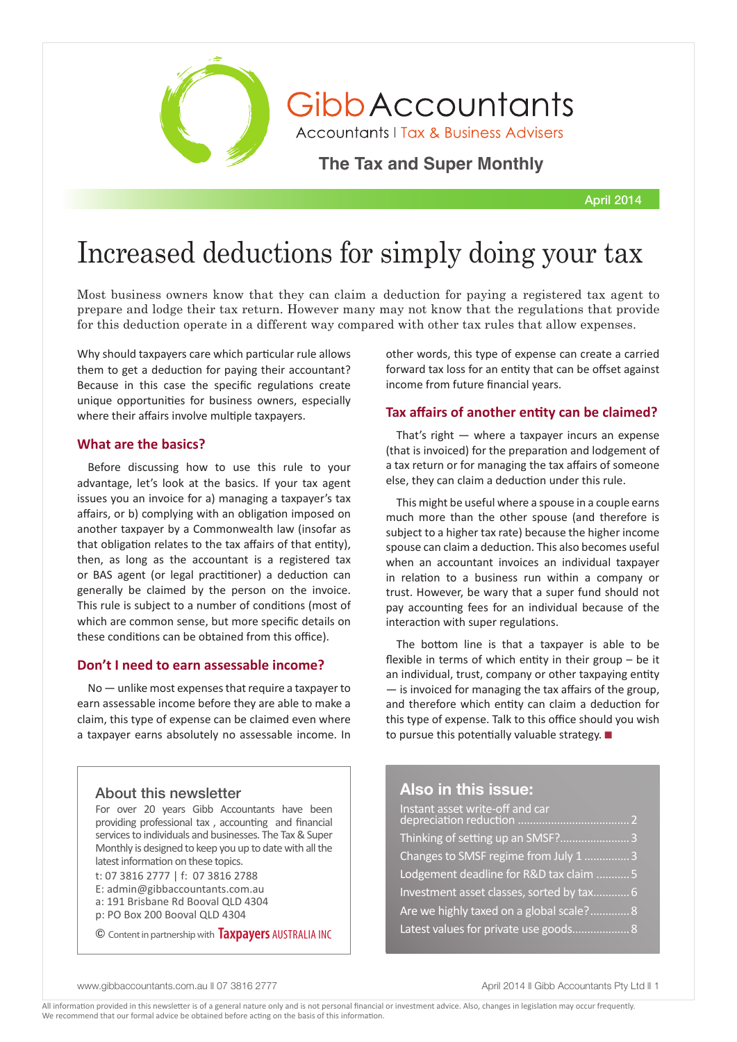# Gibb Accountants

Accountants | Tax & Business Advisers

**The Tax and Super Monthly**

April 2014

# Increased deductions for simply doing your tax

Most business owners know that they can claim a deduction for paying a registered tax agent to prepare and lodge their tax return. However many may not know that the regulations that provide for this deduction operate in a different way compared with other tax rules that allow expenses.

Why should taxpayers care which particular rule allows them to get a deduction for paying their accountant? Because in this case the specific regulations create unique opportunities for business owners, especially where their affairs involve multiple taxpayers.

## What are the basics?

Before discussing how to use this rule to your advantage, let's look at the basics. If your tax agent issues you an invoice for a) managing a taxpayer's tax affairs, or b) complying with an obligation imposed on another taxpayer by a Commonwealth law (insofar as that obligation relates to the tax affairs of that entity), then, as long as the accountant is a registered tax or BAS agent (or legal practitioner) a deduction can generally be claimed by the person on the invoice. This rule is subject to a number of conditions (most of which are common sense, but more specific details on these conditions can be obtained from this office).

## Don't I need to earn assessable income?

No — unlike most expenses that require a taxpayer to earn assessable income before they are able to make a claim, this type of expense can be claimed even where a taxpayer earns absolutely no assessable income. In other words, this type of expense can create a carried forward tax loss for an entity that can be offset against income from future financial years.

## Tax affairs of another entity can be claimed?

That's right — where a taxpayer incurs an expense (that is invoiced) for the preparation and lodgement of a tax return or for managing the tax affairs of someone else, they can claim a deduction under this rule.

This might be useful where a spouse in a couple earns much more than the other spouse (and therefore is subject to a higher tax rate) because the higher income spouse can claim a deduction. This also becomes useful when an accountant invoices an individual taxpayer in relation to a business run within a company or trust. However, be wary that a super fund should not pay accounting fees for an individual because of the interaction with super regulations.

The bottom line is that a taxpayer is able to be flexible in terms of which entity in their group – be it an individual, trust, company or other taxpaying entity — is invoiced for managing the tax affairs of the group, and therefore which entity can claim a deduction for this type of expense. Talk to this office should you wish to pursue this potentially valuable strategy. ■

## About this newsletter

For over 20 years Gibb Accountants have been providing professional tax, accounting and financial services to individuals and businesses. The Tax & Super Monthly is designed to keep you up to date with all the latest information on these topics.

t: 07 3816 2777 | f: 07 3816 2788
E: admin@gibbaccountants.com.au
a: 191 Brisbane Rd Booval QLD 4304
p: PO Box 200 Booval QLD 4304

© Content in partnership with Taxpayers AUSTRALIA INC

## Also in this issue:

- Instant asset write-off and car depreciation reduction .......... 2
- Thinking of setting up an SMSF? .......... 3
- Changes to SMSF regime from July 1 .......... 3
- Lodgement deadline for R&D tax claim .......... 5
- Investment asset classes, sorted by tax .......... 6
- Are we highly taxed on a global scale? .......... 8
- Latest values for private use goods .......... 8

All information provided in this newsletter is of a general nature only and is not personal financial or investment advice. Also, changes in legislation may occur frequently. We recommend that our formal advice be obtained before acting on the basis of this information.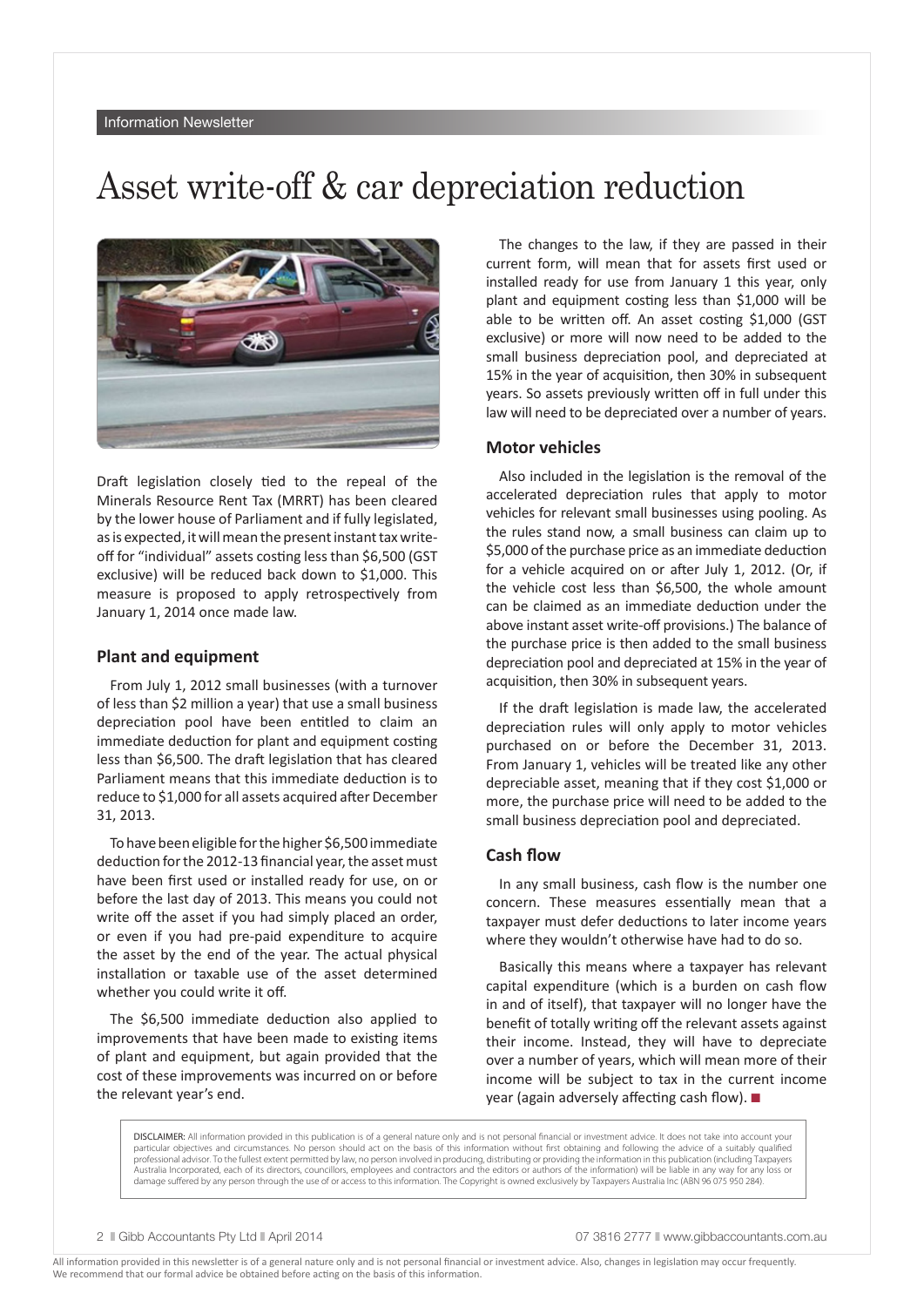# Asset write-off & car depreciation reduction

Draft legislation closely tied to the repeal of the Minerals Resource Rent Tax (MRRT) has been cleared by the lower house of Parliament and if fully legislated, as is expected, it will mean the present instant tax write-off for "individual" assets costing less than $6,500 (GST exclusive) will be reduced back down to $1,000. This measure is proposed to apply retrospectively from January 1, 2014 once made law.

## Plant and equipment

From July 1, 2012 small businesses (with a turnover of less than $2 million a year) that use a small business depreciation pool have been entitled to claim an immediate deduction for plant and equipment costing less than $6,500. The draft legislation that has cleared Parliament means that this immediate deduction is to reduce to $1,000 for all assets acquired after December 31, 2013.

To have been eligible for the higher $6,500 immediate deduction for the 2012-13 financial year, the asset must have been first used or installed ready for use, on or before the last day of 2013. This means you could not write off the asset if you had simply placed an order, or even if you had pre-paid expenditure to acquire the asset by the end of the year. The actual physical installation or taxable use of the asset determined whether you could write it off.

The $6,500 immediate deduction also applied to improvements that have been made to existing items of plant and equipment, but again provided that the cost of these improvements was incurred on or before the relevant year's end.

The changes to the law, if they are passed in their current form, will mean that for assets first used or installed ready for use from January 1 this year, only plant and equipment costing less than $1,000 will be able to be written off. An asset costing $1,000 (GST exclusive) or more will now need to be added to the small business depreciation pool, and depreciated at 15% in the year of acquisition, then 30% in subsequent years. So assets previously written off in full under this law will need to be depreciated over a number of years.

## Motor vehicles

Also included in the legislation is the removal of the accelerated depreciation rules that apply to motor vehicles for relevant small businesses using pooling. As the rules stand now, a small business can claim up to $5,000 of the purchase price as an immediate deduction for a vehicle acquired on or after July 1, 2012. (Or, if the vehicle cost less than $6,500, the whole amount can be claimed as an immediate deduction under the above instant asset write-off provisions.) The balance of the purchase price is then added to the small business depreciation pool and depreciated at 15% in the year of acquisition, then 30% in subsequent years.

If the draft legislation is made law, the accelerated depreciation rules will only apply to motor vehicles purchased on or before the December 31, 2013. From January 1, vehicles will be treated like any other depreciable asset, meaning that if they cost $1,000 or more, the purchase price will need to be added to the small business depreciation pool and depreciated.

## Cash flow

In any small business, cash flow is the number one concern. These measures essentially mean that a taxpayer must defer deductions to later income years where they wouldn't otherwise have had to do so.

Basically this means where a taxpayer has relevant capital expenditure (which is a burden on cash flow in and of itself), that taxpayer will no longer have the benefit of totally writing off the relevant assets against their income. Instead, they will have to depreciate over a number of years, which will mean more of their income will be subject to tax in the current income year (again adversely affecting cash flow). ■

DISCLAIMER: All information provided in this publication is of a general nature only and is not personal financial or investment advice. It does not take into account your particular objectives and circumstances. No person should act on the basis of this information without first obtaining and following the advice of a suitably qualified professional advisor. To the fullest extent permitted by law, no person involved in producing, distributing or providing the information in this publication (including Taxpayers Australia Incorporated, each of its directors, councillors, employees and contractors and the editors or authors of the information) will be liable in any way for any loss or damage suffered by any person through the use of or access to this information. The Copyright is owned exclusively by Taxpayers Australia Inc (ABN 96 075 950 284).

All information provided in this newsletter is of a general nature only and is not personal financial or investment advice. Also, changes in legislation may occur frequently. We recommend that our formal advice be obtained before acting on the basis of this information.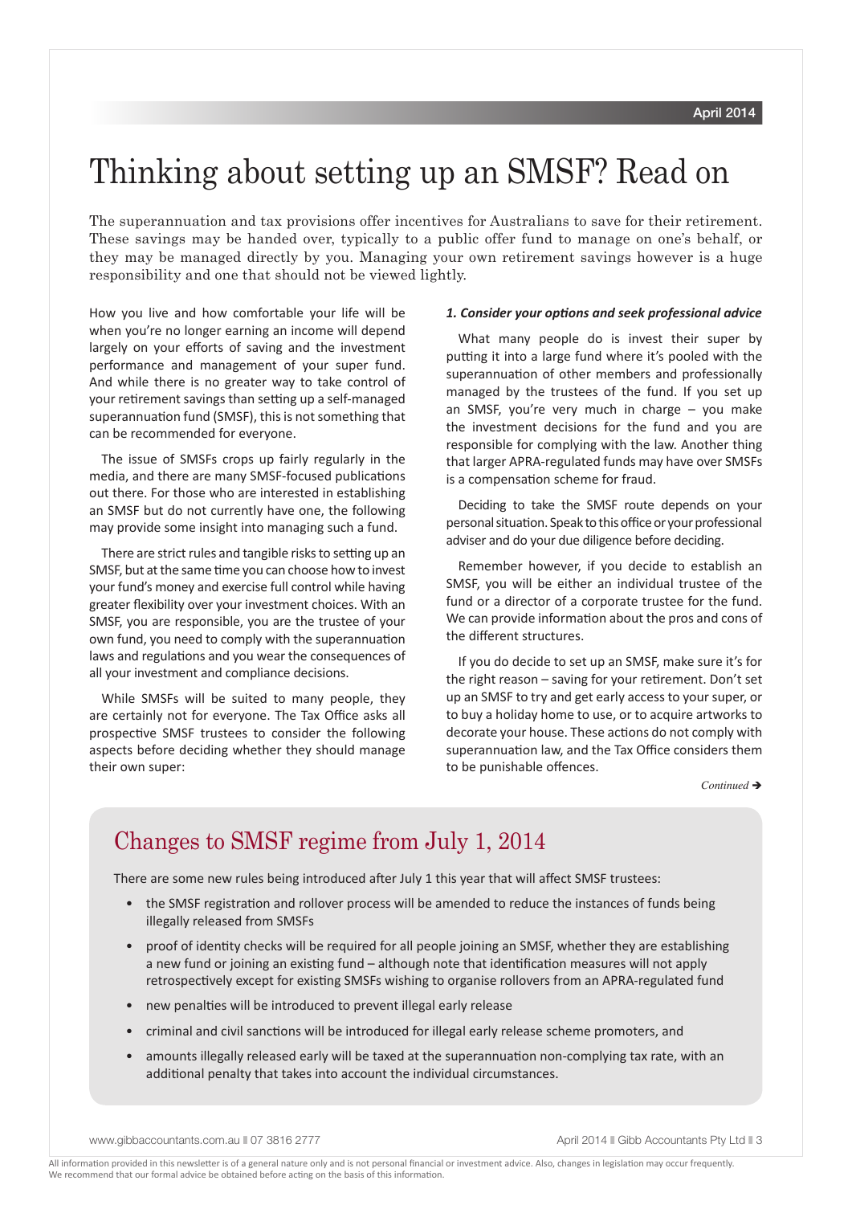# Thinking about setting up an SMSF? Read on

The superannuation and tax provisions offer incentives for Australians to save for their retirement. These savings may be handed over, typically to a public offer fund to manage on one's behalf, or they may be managed directly by you. Managing your own retirement savings however is a huge responsibility and one that should not be viewed lightly.

How you live and how comfortable your life will be when you're no longer earning an income will depend largely on your efforts of saving and the investment performance and management of your super fund. And while there is no greater way to take control of your retirement savings than setting up a self-managed superannuation fund (SMSF), this is not something that can be recommended for everyone.

The issue of SMSFs crops up fairly regularly in the media, and there are many SMSF-focused publications out there. For those who are interested in establishing an SMSF but do not currently have one, the following may provide some insight into managing such a fund.

There are strict rules and tangible risks to setting up an SMSF, but at the same time you can choose how to invest your fund's money and exercise full control while having greater flexibility over your investment choices. With an SMSF, you are responsible, you are the trustee of your own fund, you need to comply with the superannuation laws and regulations and you wear the consequences of all your investment and compliance decisions.

While SMSFs will be suited to many people, they are certainly not for everyone. The Tax Office asks all prospective SMSF trustees to consider the following aspects before deciding whether they should manage their own super:

***1. Consider your options and seek professional advice***

What many people do is invest their super by putting it into a large fund where it's pooled with the superannuation of other members and professionally managed by the trustees of the fund. If you set up an SMSF, you're very much in charge – you make the investment decisions for the fund and you are responsible for complying with the law. Another thing that larger APRA-regulated funds may have over SMSFs is a compensation scheme for fraud.

Deciding to take the SMSF route depends on your personal situation. Speak to this office or your professional adviser and do your due diligence before deciding.

Remember however, if you decide to establish an SMSF, you will be either an individual trustee of the fund or a director of a corporate trustee for the fund. We can provide information about the pros and cons of the different structures.

If you do decide to set up an SMSF, make sure it's for the right reason – saving for your retirement. Don't set up an SMSF to try and get early access to your super, or to buy a holiday home to use, or to acquire artworks to decorate your house. These actions do not comply with superannuation law, and the Tax Office considers them to be punishable offences.

*Continued* ➔

## Changes to SMSF regime from July 1, 2014

There are some new rules being introduced after July 1 this year that will affect SMSF trustees:

- the SMSF registration and rollover process will be amended to reduce the instances of funds being illegally released from SMSFs
- proof of identity checks will be required for all people joining an SMSF, whether they are establishing a new fund or joining an existing fund – although note that identification measures will not apply retrospectively except for existing SMSFs wishing to organise rollovers from an APRA-regulated fund
- new penalties will be introduced to prevent illegal early release
- criminal and civil sanctions will be introduced for illegal early release scheme promoters, and
- amounts illegally released early will be taxed at the superannuation non-complying tax rate, with an additional penalty that takes into account the individual circumstances.

All information provided in this newsletter is of a general nature only and is not personal financial or investment advice. Also, changes in legislation may occur frequently. We recommend that our formal advice be obtained before acting on the basis of this information.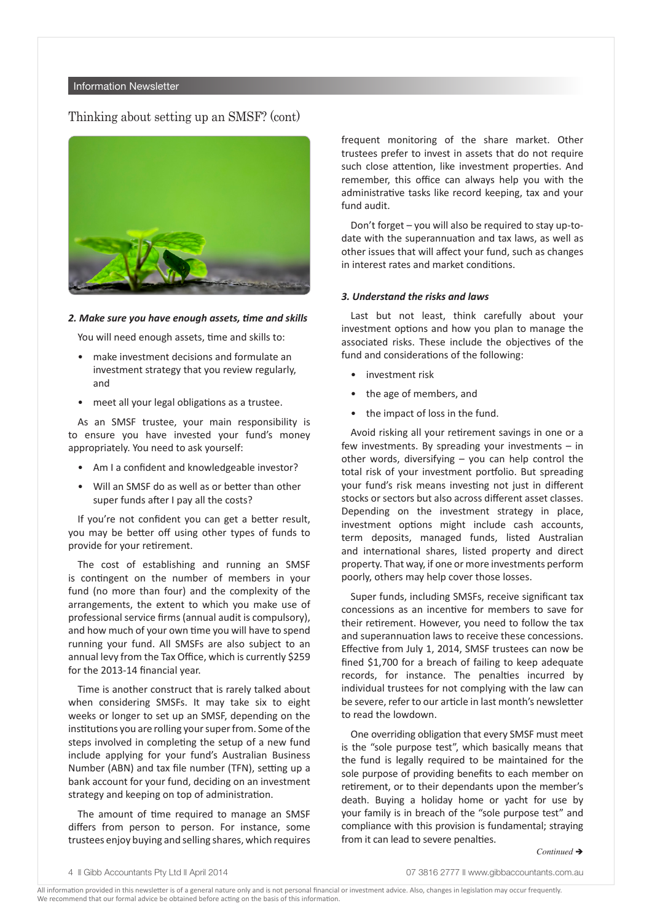## Thinking about setting up an SMSF? (cont)

***2. Make sure you have enough assets, time and skills***

You will need enough assets, time and skills to:

- make investment decisions and formulate an investment strategy that you review regularly, and
- meet all your legal obligations as a trustee.

As an SMSF trustee, your main responsibility is to ensure you have invested your fund's money appropriately. You need to ask yourself:

- Am I a confident and knowledgeable investor?
- Will an SMSF do as well as or better than other super funds after I pay all the costs?

If you're not confident you can get a better result, you may be better off using other types of funds to provide for your retirement.

The cost of establishing and running an SMSF is contingent on the number of members in your fund (no more than four) and the complexity of the arrangements, the extent to which you make use of professional service firms (annual audit is compulsory), and how much of your own time you will have to spend running your fund. All SMSFs are also subject to an annual levy from the Tax Office, which is currently $259 for the 2013-14 financial year.

Time is another construct that is rarely talked about when considering SMSFs. It may take six to eight weeks or longer to set up an SMSF, depending on the institutions you are rolling your super from. Some of the steps involved in completing the setup of a new fund include applying for your fund's Australian Business Number (ABN) and tax file number (TFN), setting up a bank account for your fund, deciding on an investment strategy and keeping on top of administration.

The amount of time required to manage an SMSF differs from person to person. For instance, some trustees enjoy buying and selling shares, which requires frequent monitoring of the share market. Other trustees prefer to invest in assets that do not require such close attention, like investment properties. And remember, this office can always help you with the administrative tasks like record keeping, tax and your fund audit.

Don't forget – you will also be required to stay up-to-date with the superannuation and tax laws, as well as other issues that will affect your fund, such as changes in interest rates and market conditions.

***3. Understand the risks and laws***

Last but not least, think carefully about your investment options and how you plan to manage the associated risks. These include the objectives of the fund and considerations of the following:

- investment risk
- the age of members, and
- the impact of loss in the fund.

Avoid risking all your retirement savings in one or a few investments. By spreading your investments – in other words, diversifying – you can help control the total risk of your investment portfolio. But spreading your fund's risk means investing not just in different stocks or sectors but also across different asset classes. Depending on the investment strategy in place, investment options might include cash accounts, term deposits, managed funds, listed Australian and international shares, listed property and direct property. That way, if one or more investments perform poorly, others may help cover those losses.

Super funds, including SMSFs, receive significant tax concessions as an incentive for members to save for their retirement. However, you need to follow the tax and superannuation laws to receive these concessions. Effective from July 1, 2014, SMSF trustees can now be fined $1,700 for a breach of failing to keep adequate records, for instance. The penalties incurred by individual trustees for not complying with the law can be severe, refer to our article in last month's newsletter to read the lowdown.

One overriding obligation that every SMSF must meet is the "sole purpose test", which basically means that the fund is legally required to be maintained for the sole purpose of providing benefits to each member on retirement, or to their dependants upon the member's death. Buying a holiday home or yacht for use by your family is in breach of the "sole purpose test" and compliance with this provision is fundamental; straying from it can lead to severe penalties.

*Continued ➔*

All information provided in this newsletter is of a general nature only and is not personal financial or investment advice. Also, changes in legislation may occur frequently. We recommend that our formal advice be obtained before acting on the basis of this information.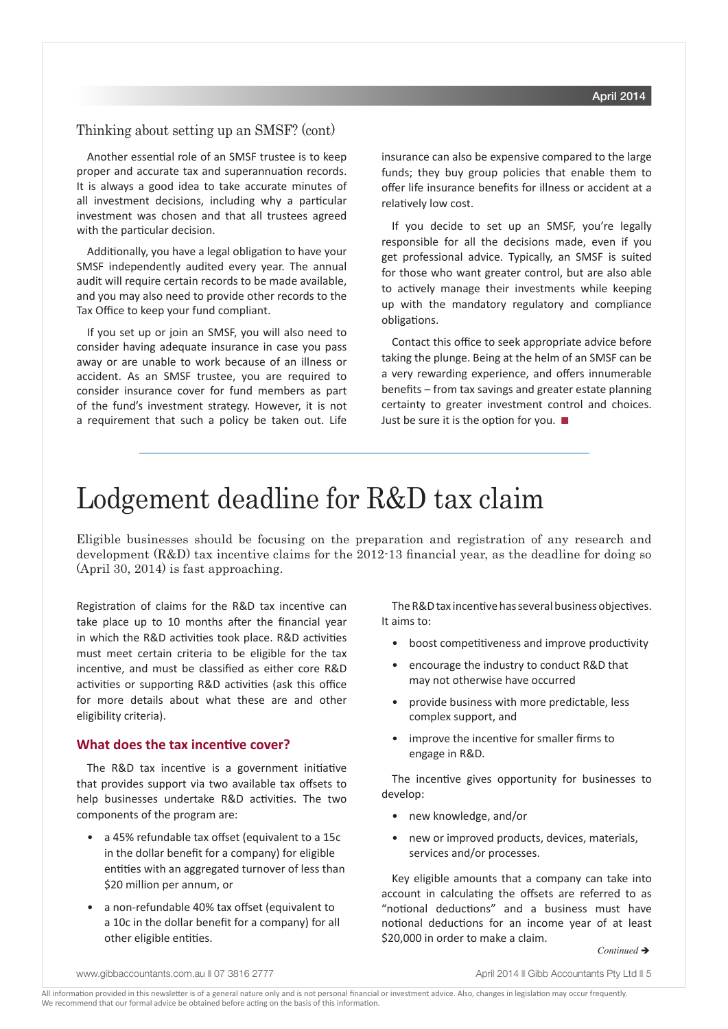## Thinking about setting up an SMSF? (cont)

Another essential role of an SMSF trustee is to keep proper and accurate tax and superannuation records. It is always a good idea to take accurate minutes of all investment decisions, including why a particular investment was chosen and that all trustees agreed with the particular decision.

Additionally, you have a legal obligation to have your SMSF independently audited every year. The annual audit will require certain records to be made available, and you may also need to provide other records to the Tax Office to keep your fund compliant.

If you set up or join an SMSF, you will also need to consider having adequate insurance in case you pass away or are unable to work because of an illness or accident. As an SMSF trustee, you are required to consider insurance cover for fund members as part of the fund's investment strategy. However, it is not a requirement that such a policy be taken out. Life insurance can also be expensive compared to the large funds; they buy group policies that enable them to offer life insurance benefits for illness or accident at a relatively low cost.

If you decide to set up an SMSF, you're legally responsible for all the decisions made, even if you get professional advice. Typically, an SMSF is suited for those who want greater control, but are also able to actively manage their investments while keeping up with the mandatory regulatory and compliance obligations.

Contact this office to seek appropriate advice before taking the plunge. Being at the helm of an SMSF can be a very rewarding experience, and offers innumerable benefits – from tax savings and greater estate planning certainty to greater investment control and choices. Just be sure it is the option for you. ■

# Lodgement deadline for R&D tax claim

Eligible businesses should be focusing on the preparation and registration of any research and development (R&D) tax incentive claims for the 2012-13 financial year, as the deadline for doing so (April 30, 2014) is fast approaching.

Registration of claims for the R&D tax incentive can take place up to 10 months after the financial year in which the R&D activities took place. R&D activities must meet certain criteria to be eligible for the tax incentive, and must be classified as either core R&D activities or supporting R&D activities (ask this office for more details about what these are and other eligibility criteria).

### What does the tax incentive cover?

The R&D tax incentive is a government initiative that provides support via two available tax offsets to help businesses undertake R&D activities. The two components of the program are:

- a 45% refundable tax offset (equivalent to a 15c in the dollar benefit for a company) for eligible entities with an aggregated turnover of less than $20 million per annum, or
- a non-refundable 40% tax offset (equivalent to a 10c in the dollar benefit for a company) for all other eligible entities.

The R&D tax incentive has several business objectives. It aims to:

- boost competitiveness and improve productivity
- encourage the industry to conduct R&D that may not otherwise have occurred
- provide business with more predictable, less complex support, and
- improve the incentive for smaller firms to engage in R&D.

The incentive gives opportunity for businesses to develop:

- new knowledge, and/or
- new or improved products, devices, materials, services and/or processes.

Key eligible amounts that a company can take into account in calculating the offsets are referred to as "notional deductions" and a business must have notional deductions for an income year of at least $20,000 in order to make a claim.

*Continued ➔*

All information provided in this newsletter is of a general nature only and is not personal financial or investment advice. Also, changes in legislation may occur frequently. We recommend that our formal advice be obtained before acting on the basis of this information.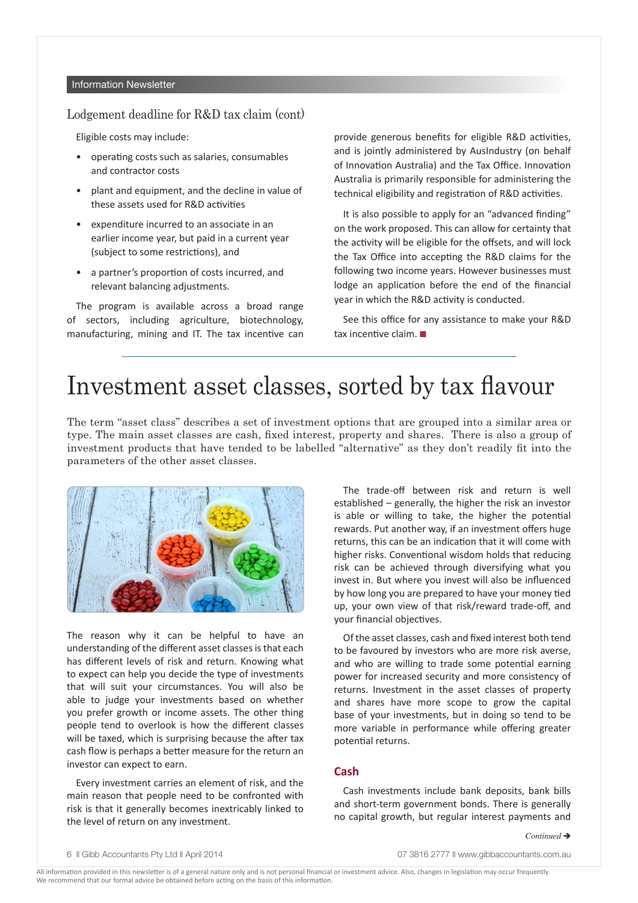## Lodgement deadline for R&D tax claim (cont)

Eligible costs may include:

- operating costs such as salaries, consumables and contractor costs
- plant and equipment, and the decline in value of these assets used for R&D activities
- expenditure incurred to an associate in an earlier income year, but paid in a current year (subject to some restrictions), and
- a partner's proportion of costs incurred, and relevant balancing adjustments.

The program is available across a broad range of sectors, including agriculture, biotechnology, manufacturing, mining and IT. The tax incentive can provide generous benefits for eligible R&D activities, and is jointly administered by AusIndustry (on behalf of Innovation Australia) and the Tax Office. Innovation Australia is primarily responsible for administering the technical eligibility and registration of R&D activities.

It is also possible to apply for an "advanced finding" on the work proposed. This can allow for certainty that the activity will be eligible for the offsets, and will lock the Tax Office into accepting the R&D claims for the following two income years. However businesses must lodge an application before the end of the financial year in which the R&D activity is conducted.

See this office for any assistance to make your R&D tax incentive claim. ■

# Investment asset classes, sorted by tax flavour

The term "asset class" describes a set of investment options that are grouped into a similar area or type. The main asset classes are cash, fixed interest, property and shares. There is also a group of investment products that have tended to be labelled "alternative" as they don't readily fit into the parameters of the other asset classes.

The reason why it can be helpful to have an understanding of the different asset classes is that each has different levels of risk and return. Knowing what to expect can help you decide the type of investments that will suit your circumstances. You will also be able to judge your investments based on whether you prefer growth or income assets. The other thing people tend to overlook is how the different classes will be taxed, which is surprising because the after tax cash flow is perhaps a better measure for the return an investor can expect to earn.

Every investment carries an element of risk, and the main reason that people need to be confronted with risk is that it generally becomes inextricably linked to the level of return on any investment.

The trade-off between risk and return is well established – generally, the higher the risk an investor is able or willing to take, the higher the potential rewards. Put another way, if an investment offers huge returns, this can be an indication that it will come with higher risks. Conventional wisdom holds that reducing risk can be achieved through diversifying what you invest in. But where you invest will also be influenced by how long you are prepared to have your money tied up, your own view of that risk/reward trade-off, and your financial objectives.

Of the asset classes, cash and fixed interest both tend to be favoured by investors who are more risk averse, and who are willing to trade some potential earning power for increased security and more consistency of returns. Investment in the asset classes of property and shares have more scope to grow the capital base of your investments, but in doing so tend to be more variable in performance while offering greater potential returns.

### Cash

Cash investments include bank deposits, bank bills and short-term government bonds. There is generally no capital growth, but regular interest payments and

*Continued* ➔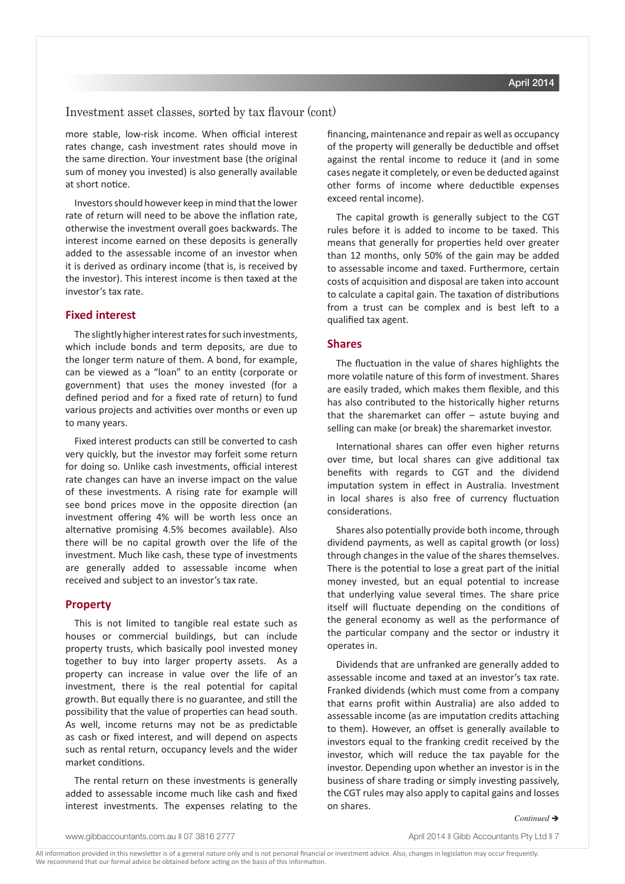## Investment asset classes, sorted by tax flavour (cont)

more stable, low-risk income. When official interest rates change, cash investment rates should move in the same direction. Your investment base (the original sum of money you invested) is also generally available at short notice.

Investors should however keep in mind that the lower rate of return will need to be above the inflation rate, otherwise the investment overall goes backwards. The interest income earned on these deposits is generally added to the assessable income of an investor when it is derived as ordinary income (that is, is received by the investor). This interest income is then taxed at the investor's tax rate.

### Fixed interest

The slightly higher interest rates for such investments, which include bonds and term deposits, are due to the longer term nature of them. A bond, for example, can be viewed as a "loan" to an entity (corporate or government) that uses the money invested (for a defined period and for a fixed rate of return) to fund various projects and activities over months or even up to many years.

Fixed interest products can still be converted to cash very quickly, but the investor may forfeit some return for doing so. Unlike cash investments, official interest rate changes can have an inverse impact on the value of these investments. A rising rate for example will see bond prices move in the opposite direction (an investment offering 4% will be worth less once an alternative promising 4.5% becomes available). Also there will be no capital growth over the life of the investment. Much like cash, these type of investments are generally added to assessable income when received and subject to an investor's tax rate.

### Property

This is not limited to tangible real estate such as houses or commercial buildings, but can include property trusts, which basically pool invested money together to buy into larger property assets. As a property can increase in value over the life of an investment, there is the real potential for capital growth. But equally there is no guarantee, and still the possibility that the value of properties can head south. As well, income returns may not be as predictable as cash or fixed interest, and will depend on aspects such as rental return, occupancy levels and the wider market conditions.

The rental return on these investments is generally added to assessable income much like cash and fixed interest investments. The expenses relating to the financing, maintenance and repair as well as occupancy of the property will generally be deductible and offset against the rental income to reduce it (and in some cases negate it completely, or even be deducted against other forms of income where deductible expenses exceed rental income).

The capital growth is generally subject to the CGT rules before it is added to income to be taxed. This means that generally for properties held over greater than 12 months, only 50% of the gain may be added to assessable income and taxed. Furthermore, certain costs of acquisition and disposal are taken into account to calculate a capital gain. The taxation of distributions from a trust can be complex and is best left to a qualified tax agent.

### Shares

The fluctuation in the value of shares highlights the more volatile nature of this form of investment. Shares are easily traded, which makes them flexible, and this has also contributed to the historically higher returns that the sharemarket can offer – astute buying and selling can make (or break) the sharemarket investor.

International shares can offer even higher returns over time, but local shares can give additional tax benefits with regards to CGT and the dividend imputation system in effect in Australia. Investment in local shares is also free of currency fluctuation considerations.

Shares also potentially provide both income, through dividend payments, as well as capital growth (or loss) through changes in the value of the shares themselves. There is the potential to lose a great part of the initial money invested, but an equal potential to increase that underlying value several times. The share price itself will fluctuate depending on the conditions of the general economy as well as the performance of the particular company and the sector or industry it operates in.

Dividends that are unfranked are generally added to assessable income and taxed at an investor's tax rate. Franked dividends (which must come from a company that earns profit within Australia) are also added to assessable income (as are imputation credits attaching to them). However, an offset is generally available to investors equal to the franking credit received by the investor, which will reduce the tax payable for the investor. Depending upon whether an investor is in the business of share trading or simply investing passively, the CGT rules may also apply to capital gains and losses on shares.

*Continued →*

All information provided in this newsletter is of a general nature only and is not personal financial or investment advice. Also, changes in legislation may occur frequently. We recommend that our formal advice be obtained before acting on the basis of this information.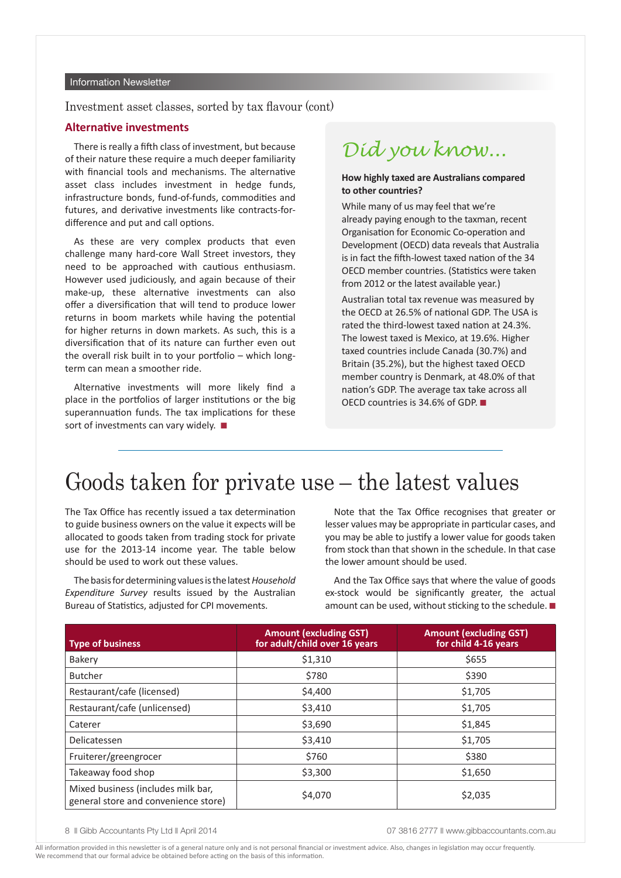Investment asset classes, sorted by tax flavour (cont)

### Alternative investments

There is really a fifth class of investment, but because of their nature these require a much deeper familiarity with financial tools and mechanisms. The alternative asset class includes investment in hedge funds, infrastructure bonds, fund-of-funds, commodities and futures, and derivative investments like contracts-for-difference and put and call options.

As these are very complex products that even challenge many hard-core Wall Street investors, they need to be approached with cautious enthusiasm. However used judiciously, and again because of their make-up, these alternative investments can also offer a diversification that will tend to produce lower returns in boom markets while having the potential for higher returns in down markets. As such, this is a diversification that of its nature can further even out the overall risk built in to your portfolio – which long-term can mean a smoother ride.

Alternative investments will more likely find a place in the portfolios of larger institutions or the big superannuation funds. The tax implications for these sort of investments can vary widely. ■

## Did you know...

**How highly taxed are Australians compared to other countries?**

While many of us may feel that we're already paying enough to the taxman, recent Organisation for Economic Co-operation and Development (OECD) data reveals that Australia is in fact the fifth-lowest taxed nation of the 34 OECD member countries. (Statistics were taken from 2012 or the latest available year.)

Australian total tax revenue was measured by the OECD at 26.5% of national GDP. The USA is rated the third-lowest taxed nation at 24.3%. The lowest taxed is Mexico, at 19.6%. Higher taxed countries include Canada (30.7%) and Britain (35.2%), but the highest taxed OECD member country is Denmark, at 48.0% of that nation's GDP. The average tax take across all OECD countries is 34.6% of GDP. ■

# Goods taken for private use – the latest values

The Tax Office has recently issued a tax determination to guide business owners on the value it expects will be allocated to goods taken from trading stock for private use for the 2013-14 income year. The table below should be used to work out these values.

The basis for determining values is the latest *Household Expenditure Survey* results issued by the Australian Bureau of Statistics, adjusted for CPI movements.

Note that the Tax Office recognises that greater or lesser values may be appropriate in particular cases, and you may be able to justify a lower value for goods taken from stock than that shown in the schedule. In that case the lower amount should be used.

And the Tax Office says that where the value of goods ex-stock would be significantly greater, the actual amount can be used, without sticking to the schedule. ■

| Type of business | Amount (excluding GST) for adult/child over 16 years | Amount (excluding GST) for child 4-16 years |
|---|---|---|
| Bakery | $1,310 | $655 |
| Butcher | $780 | $390 |
| Restaurant/cafe (licensed) | $4,400 | $1,705 |
| Restaurant/cafe (unlicensed) | $3,410 | $1,705 |
| Caterer | $3,690 | $1,845 |
| Delicatessen | $3,410 | $1,705 |
| Fruiterer/greengrocer | $760 | $380 |
| Takeaway food shop | $3,300 | $1,650 |
| Mixed business (includes milk bar, general store and convenience store) | $4,070 | $2,035 |

All information provided in this newsletter is of a general nature only and is not personal financial or investment advice. Also, changes in legislation may occur frequently. We recommend that our formal advice be obtained before acting on the basis of this information.